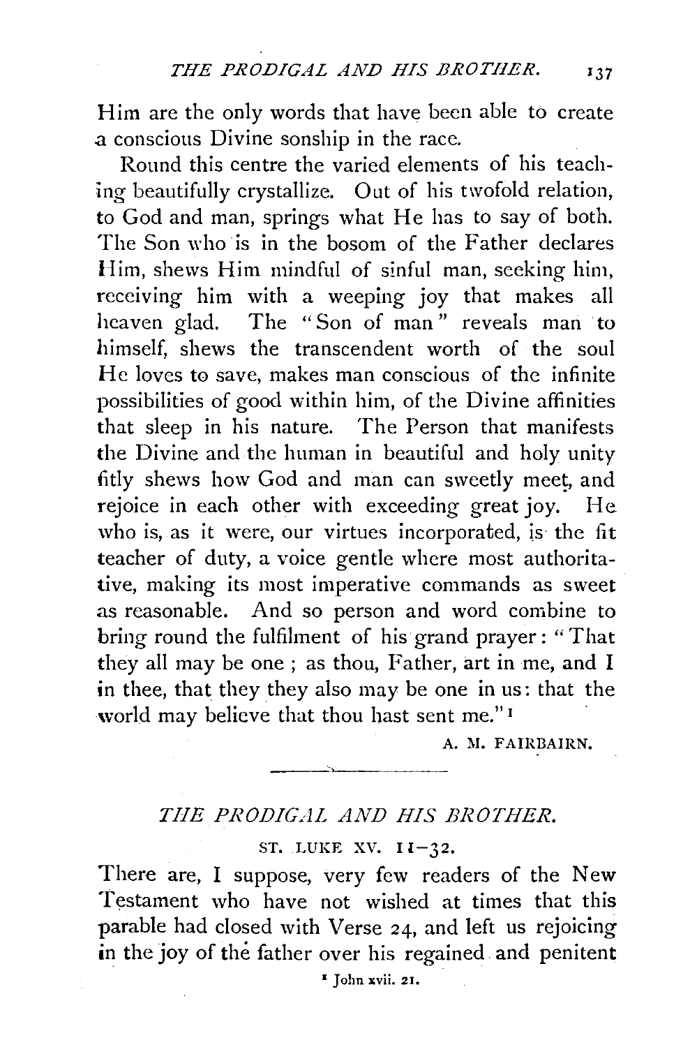Him are the only words that have been able to create a conscious Divine sonship in the race.

Round this centre the varied elements of his teaching beautifully crystallize. Out of his twofold relation, to God and man, springs what He has to say of both. The Son who is in the bosom of the Father declares Him, shews Him mindful of sinful man, seeking him, receiving him with a weeping joy that makes all heaven glad. The "Son of man" reveals man to himself, shews the transcendent worth of the soul He loves to save, makes man conscious of the infinite possibilities of good within him, of the Divine affinities that sleep in his nature. The Person that manifests the Divine and the human in beautiful and holy unity fitly shews how God and man can sweetly meet, and rejoice in each other with exceeding great joy. He who is, as it were, our virtues incorporated, is the fit teacher of duty, a voice gentle where most authoritative, making its most imperative commands as sweet as reasonable. And so person and word combine to bring round the fulfilment of his grand prayer: "That they all may be one; as thou, Father, art in me, and I in thee, that they they also may be one in us: that the world may believe that thou hast sent me."[1]

A. M. FAIRBAIRN.

---

## *THE PRODIGAL AND HIS BROTHER.*

ST. LUKE XV. 11–32.

There are, I suppose, very few readers of the New Testament who have not wished at times that this parable had closed with Verse 24, and left us rejoicing in the joy of the father over his regained and penitent

[1] John xvii. 21.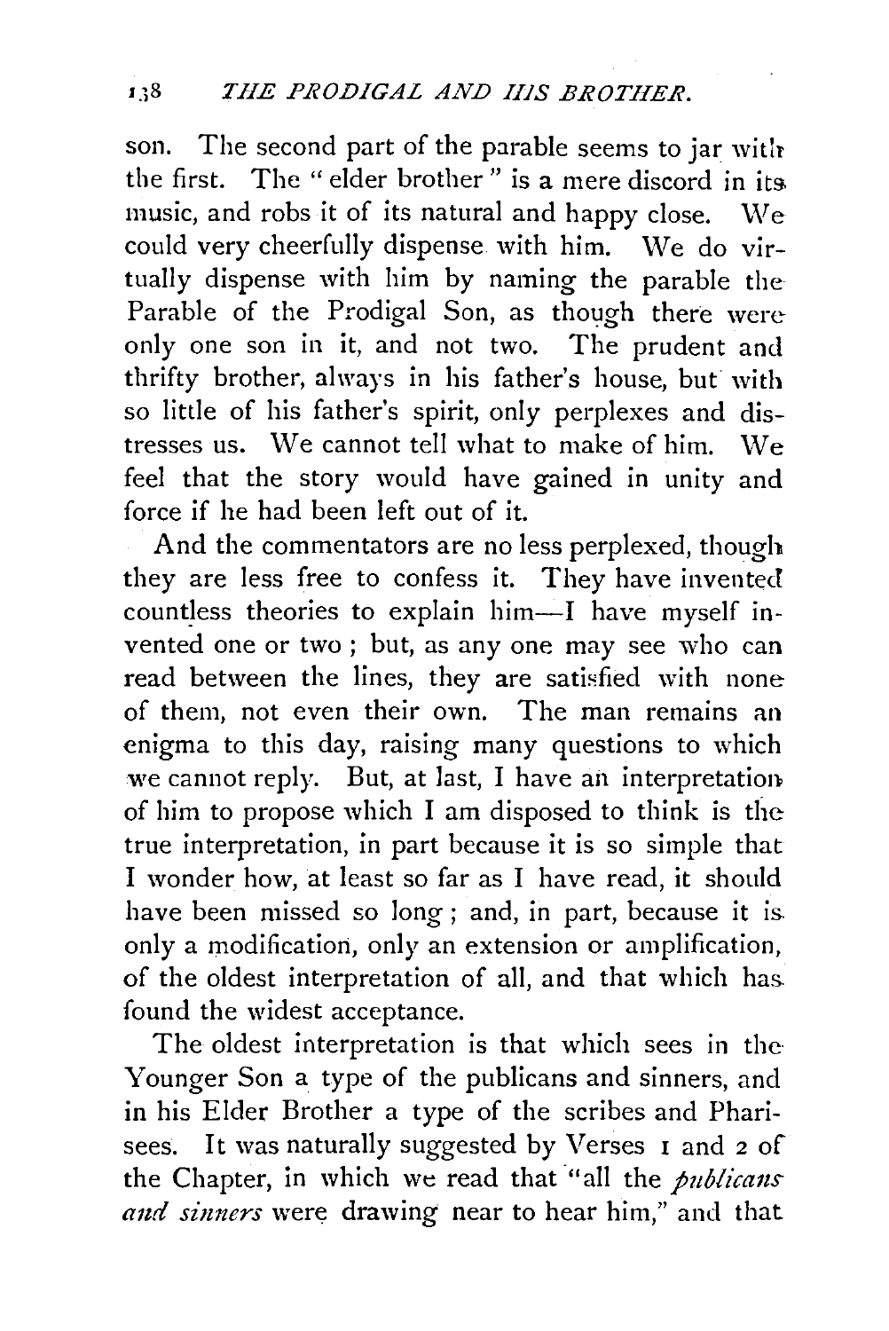son. The second part of the parable seems to jar with the first. The "elder brother" is a mere discord in its music, and robs it of its natural and happy close. We could very cheerfully dispense with him. We do virtually dispense with him by naming the parable the Parable of the Prodigal Son, as though there were only one son in it, and not two. The prudent and thrifty brother, always in his father's house, but with so little of his father's spirit, only perplexes and distresses us. We cannot tell what to make of him. We feel that the story would have gained in unity and force if he had been left out of it.

And the commentators are no less perplexed, though they are less free to confess it. They have invented countless theories to explain him—I have myself invented one or two; but, as any one may see who can read between the lines, they are satisfied with none of them, not even their own. The man remains an enigma to this day, raising many questions to which we cannot reply. But, at last, I have an interpretation of him to propose which I am disposed to think is the true interpretation, in part because it is so simple that I wonder how, at least so far as I have read, it should have been missed so long; and, in part, because it is only a modification, only an extension or amplification, of the oldest interpretation of all, and that which has found the widest acceptance.

The oldest interpretation is that which sees in the Younger Son a type of the publicans and sinners, and in his Elder Brother a type of the scribes and Pharisees. It was naturally suggested by Verses 1 and 2 of the Chapter, in which we read that "all the *publicans and sinners* were drawing near to hear him," and that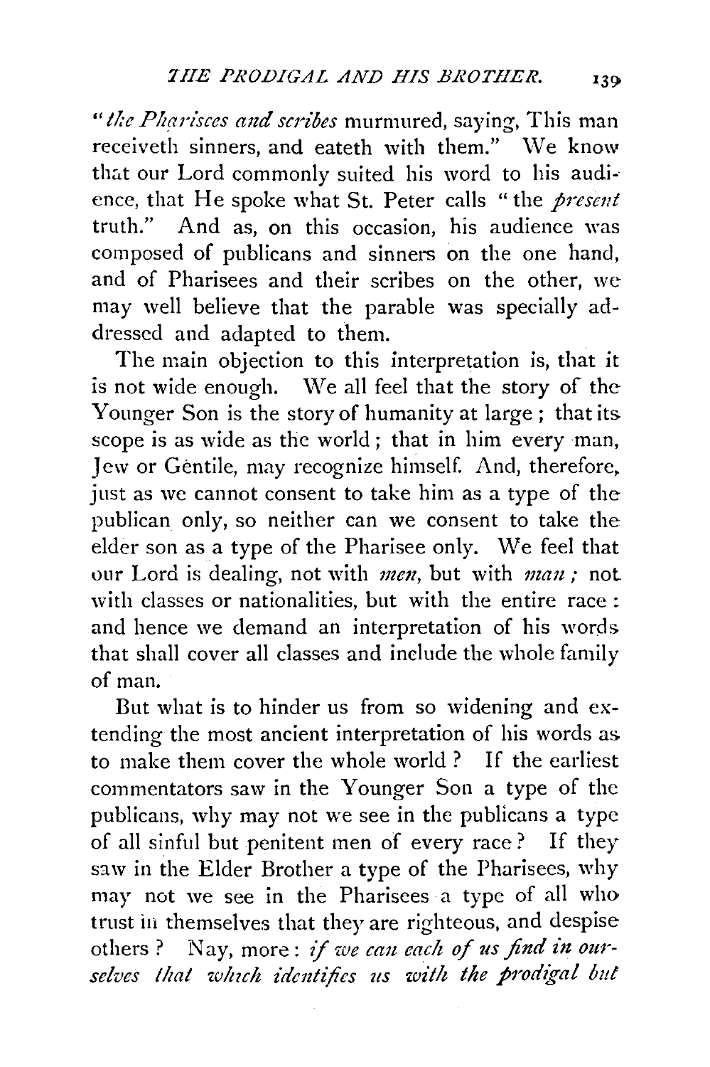"*the Pharisees and scribes* murmured, saying, This man receiveth sinners, and eateth with them." We know that our Lord commonly suited his word to his audience, that He spoke what St. Peter calls "the *present* truth." And as, on this occasion, his audience was composed of publicans and sinners on the one hand, and of Pharisees and their scribes on the other, we may well believe that the parable was specially addressed and adapted to them.

The main objection to this interpretation is, that it is not wide enough. We all feel that the story of the Younger Son is the story of humanity at large; that its scope is as wide as the world; that in him every man, Jew or Gentile, may recognize himself. And, therefore, just as we cannot consent to take him as a type of the publican only, so neither can we consent to take the elder son as a type of the Pharisee only. We feel that our Lord is dealing, not with *men*, but with *man*; not with classes or nationalities, but with the entire race: and hence we demand an interpretation of his words that shall cover all classes and include the whole family of man.

But what is to hinder us from so widening and extending the most ancient interpretation of his words as to make them cover the whole world? If the earliest commentators saw in the Younger Son a type of the publicans, why may not we see in the publicans a type of all sinful but penitent men of every race? If they saw in the Elder Brother a type of the Pharisees, why may not we see in the Pharisees a type of all who trust in themselves that they are righteous, and despise others? Nay, more: *if we can each of us find in ourselves that which identifies us with the prodigal but*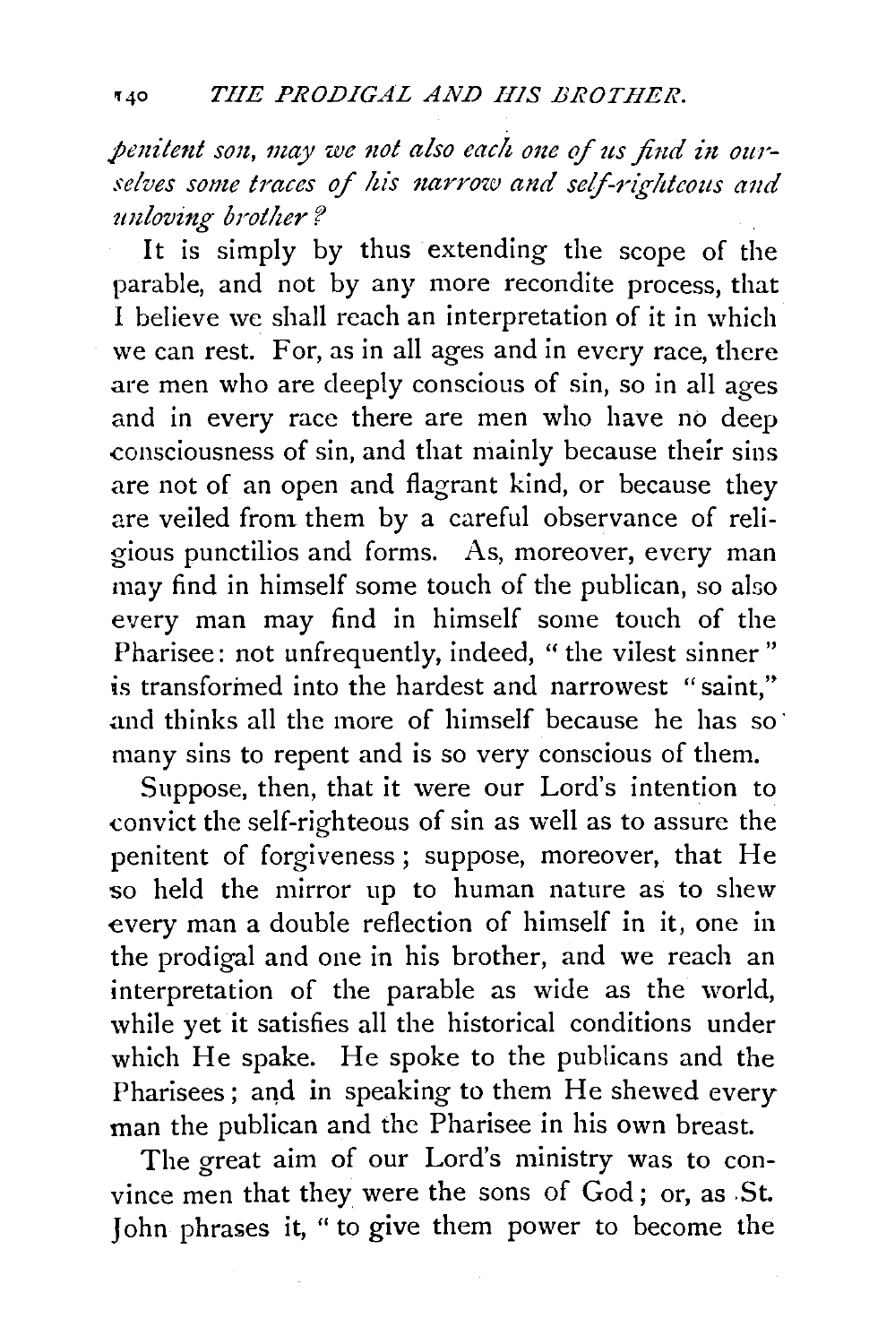*penitent son, may we not also each one of us find in ourselves some traces of his narrow and self-righteous and unloving brother?*

It is simply by thus extending the scope of the parable, and not by any more recondite process, that I believe we shall reach an interpretation of it in which we can rest. For, as in all ages and in every race, there are men who are deeply conscious of sin, so in all ages and in every race there are men who have no deep consciousness of sin, and that mainly because their sins are not of an open and flagrant kind, or because they are veiled from them by a careful observance of religious punctilios and forms. As, moreover, every man may find in himself some touch of the publican, so also every man may find in himself some touch of the Pharisee: not unfrequently, indeed, "the vilest sinner" is transformed into the hardest and narrowest "saint," and thinks all the more of himself because he has so many sins to repent and is so very conscious of them.

Suppose, then, that it were our Lord's intention to convict the self-righteous of sin as well as to assure the penitent of forgiveness; suppose, moreover, that He so held the mirror up to human nature as to shew every man a double reflection of himself in it, one in the prodigal and one in his brother, and we reach an interpretation of the parable as wide as the world, while yet it satisfies all the historical conditions under which He spake. He spoke to the publicans and the Pharisees; and in speaking to them He shewed every man the publican and the Pharisee in his own breast.

The great aim of our Lord's ministry was to convince men that they were the sons of God; or, as St. John phrases it, "to give them power to become the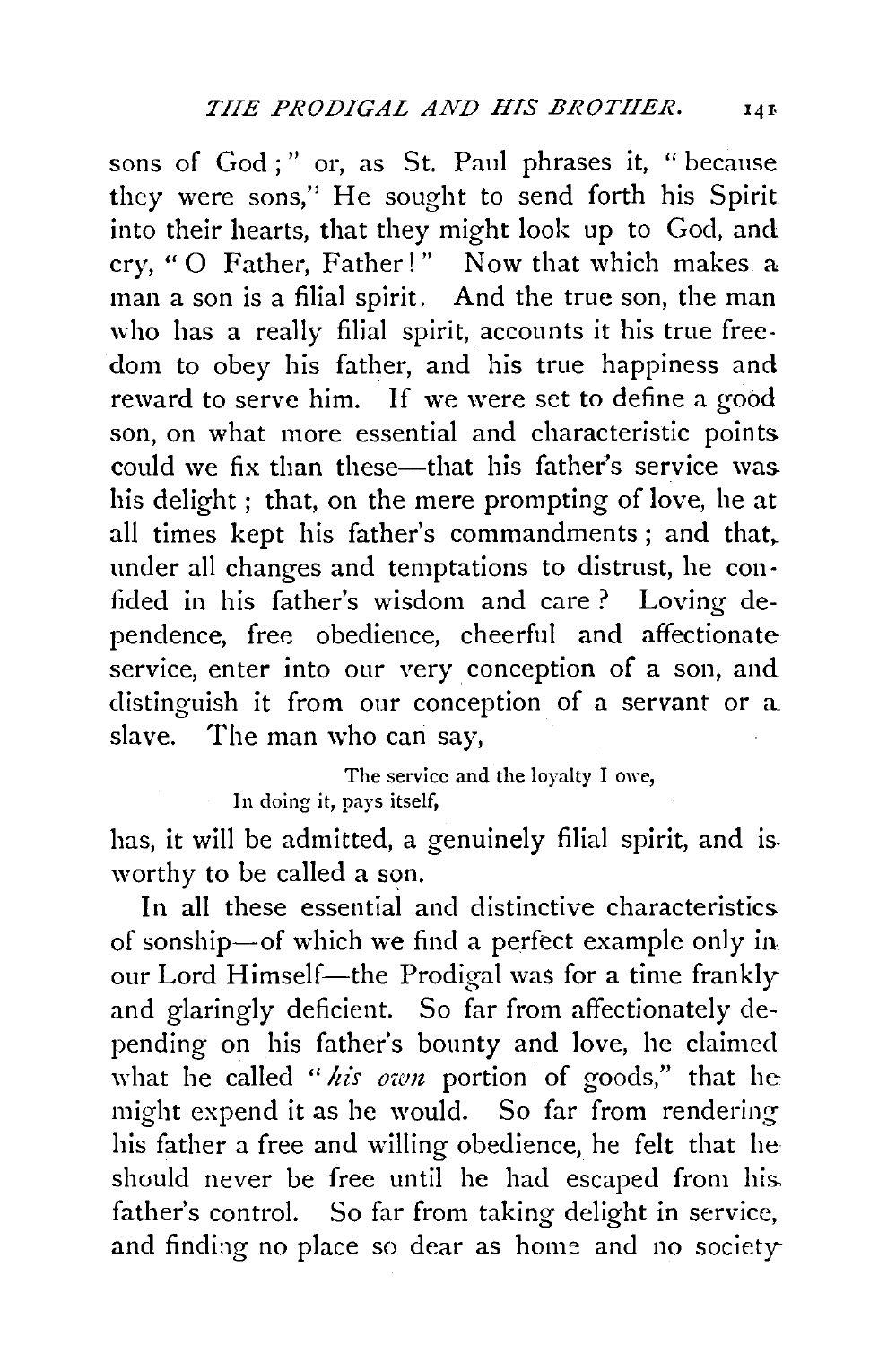sons of God;" or, as St. Paul phrases it, "because they were sons," He sought to send forth his Spirit into their hearts, that they might look up to God, and cry, "O Father, Father!" Now that which makes a man a son is a filial spirit. And the true son, the man who has a really filial spirit, accounts it his true freedom to obey his father, and his true happiness and reward to serve him. If we were set to define a good son, on what more essential and characteristic points could we fix than these—that his father's service was his delight; that, on the mere prompting of love, he at all times kept his father's commandments; and that, under all changes and temptations to distrust, he confided in his father's wisdom and care? Loving dependence, free obedience, cheerful and affectionate service, enter into our very conception of a son, and distinguish it from our conception of a servant or a slave. The man who can say,

> The service and the loyalty I owe,
> In doing it, pays itself,

has, it will be admitted, a genuinely filial spirit, and is worthy to be called a son.

In all these essential and distinctive characteristics of sonship—of which we find a perfect example only in our Lord Himself—the Prodigal was for a time frankly and glaringly deficient. So far from affectionately depending on his father's bounty and love, he claimed what he called "*his own* portion of goods," that he might expend it as he would. So far from rendering his father a free and willing obedience, he felt that he should never be free until he had escaped from his father's control. So far from taking delight in service, and finding no place so dear as home and no society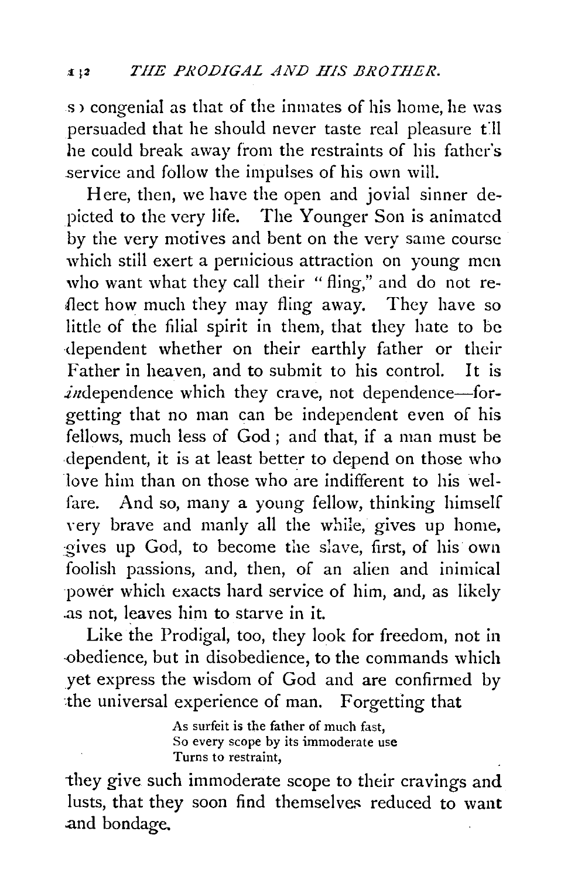so congenial as that of the inmates of his home, he was persuaded that he should never taste real pleasure till he could break away from the restraints of his father's service and follow the impulses of his own will.

Here, then, we have the open and jovial sinner depicted to the very life. The Younger Son is animated by the very motives and bent on the very same course which still exert a pernicious attraction on young men who want what they call their "fling," and do not reflect how much they may fling away. They have so little of the filial spirit in them, that they hate to be dependent whether on their earthly father or their Father in heaven, and to submit to his control. It is *in*dependence which they crave, not dependence—forgetting that no man can be independent even of his fellows, much less of God; and that, if a man must be dependent, it is at least better to depend on those who love him than on those who are indifferent to his welfare. And so, many a young fellow, thinking himself very brave and manly all the while, gives up home, gives up God, to become the slave, first, of his own foolish passions, and, then, of an alien and inimical power which exacts hard service of him, and, as likely as not, leaves him to starve in it.

Like the Prodigal, too, they look for freedom, not in obedience, but in disobedience, to the commands which yet express the wisdom of God and are confirmed by the universal experience of man. Forgetting that

> As surfeit is the father of much fast,
> So every scope by its immoderate use
> Turns to restraint,

they give such immoderate scope to their cravings and lusts, that they soon find themselves reduced to want and bondage.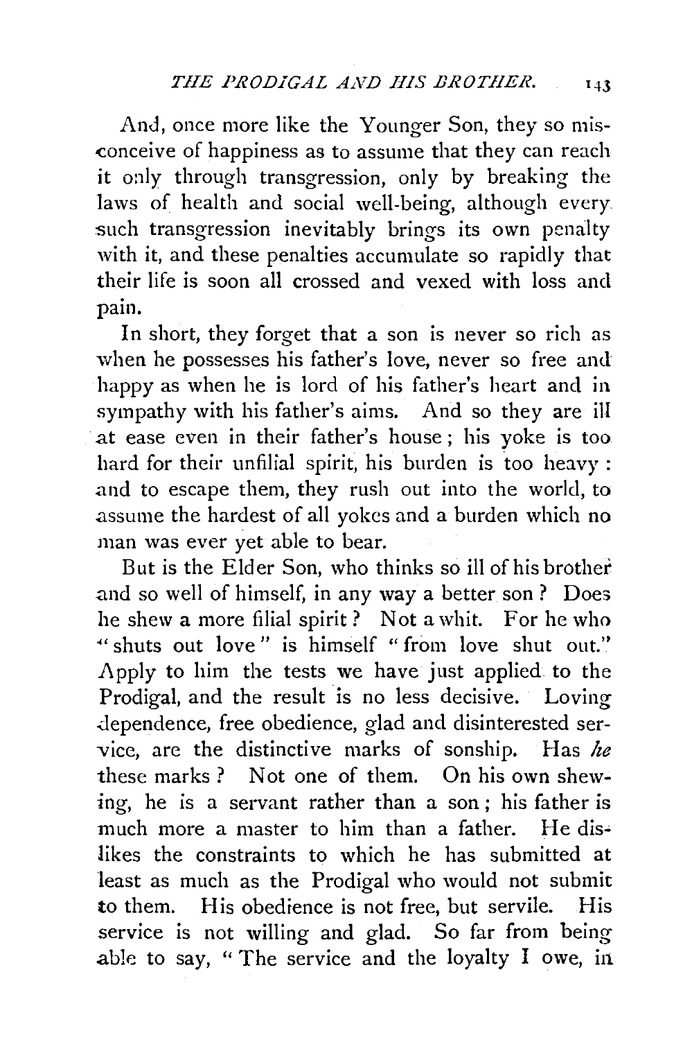And, once more like the Younger Son, they so misconceive of happiness as to assume that they can reach it only through transgression, only by breaking the laws of health and social well-being, although every such transgression inevitably brings its own penalty with it, and these penalties accumulate so rapidly that their life is soon all crossed and vexed with loss and pain.

In short, they forget that a son is never so rich as when he possesses his father's love, never so free and happy as when he is lord of his father's heart and in sympathy with his father's aims. And so they are ill at ease even in their father's house; his yoke is too hard for their unfilial spirit, his burden is too heavy: and to escape them, they rush out into the world, to assume the hardest of all yokes and a burden which no man was ever yet able to bear.

But is the Elder Son, who thinks so ill of his brother and so well of himself, in any way a better son? Does he shew a more filial spirit? Not a whit. For he who "shuts out love" is himself "from love shut out." Apply to him the tests we have just applied to the Prodigal, and the result is no less decisive. Loving dependence, free obedience, glad and disinterested service, are the distinctive marks of sonship. Has *he* these marks? Not one of them. On his own shewing, he is a servant rather than a son; his father is much more a master to him than a father. He dislikes the constraints to which he has submitted at least as much as the Prodigal who would not submit to them. His obedience is not free, but servile. His service is not willing and glad. So far from being able to say, "The service and the loyalty I owe, in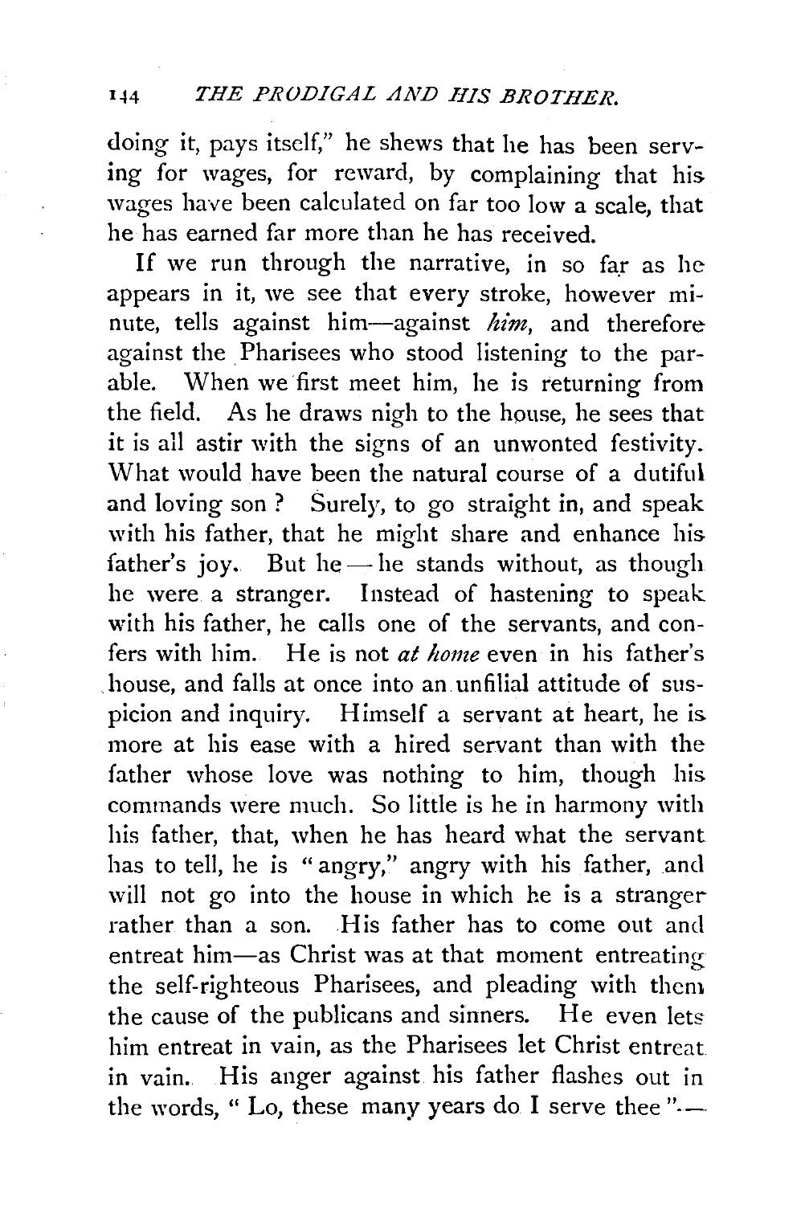doing it, pays itself," he shews that he has been serving for wages, for reward, by complaining that his wages have been calculated on far too low a scale, that he has earned far more than he has received.

If we run through the narrative, in so far as he appears in it, we see that every stroke, however minute, tells against him—against *him*, and therefore against the Pharisees who stood listening to the parable. When we first meet him, he is returning from the field. As he draws nigh to the house, he sees that it is all astir with the signs of an unwonted festivity. What would have been the natural course of a dutiful and loving son? Surely, to go straight in, and speak with his father, that he might share and enhance his father's joy. But he—he stands without, as though he were a stranger. Instead of hastening to speak with his father, he calls one of the servants, and confers with him. He is not *at home* even in his father's house, and falls at once into an unfilial attitude of suspicion and inquiry. Himself a servant at heart, he is more at his ease with a hired servant than with the father whose love was nothing to him, though his commands were much. So little is he in harmony with his father, that, when he has heard what the servant has to tell, he is "angry," angry with his father, and will not go into the house in which he is a stranger rather than a son. His father has to come out and entreat him—as Christ was at that moment entreating the self-righteous Pharisees, and pleading with them the cause of the publicans and sinners. He even lets him entreat in vain, as the Pharisees let Christ entreat in vain. His anger against his father flashes out in the words, "Lo, these many years do I serve thee".—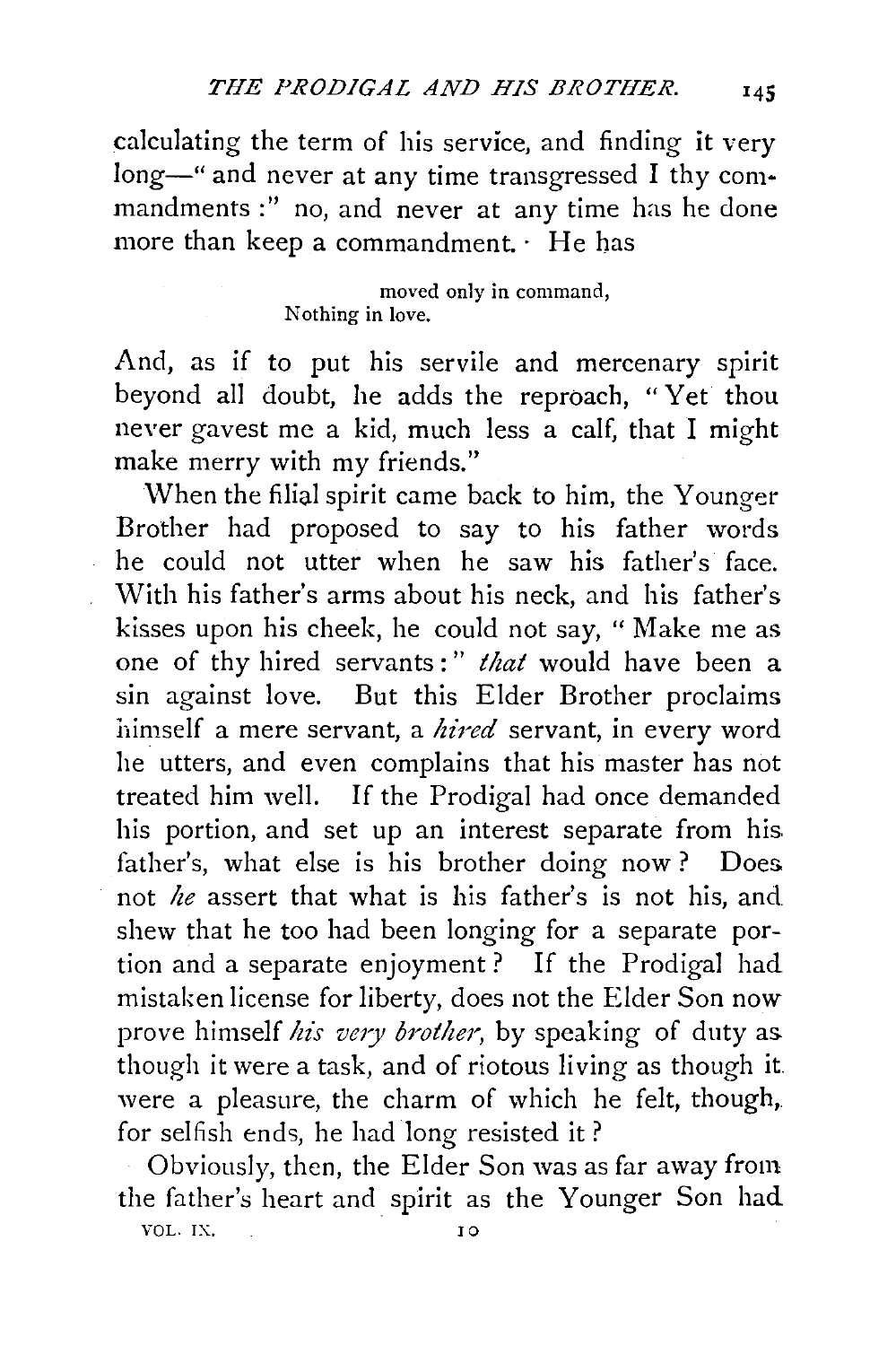calculating the term of his service, and finding it very long—"and never at any time transgressed I thy commandments:" no, and never at any time has he done more than keep a commandment. He has

> moved only in command,
> Nothing in love.

And, as if to put his servile and mercenary spirit beyond all doubt, he adds the reproach, "Yet thou never gavest me a kid, much less a calf, that I might make merry with my friends."

When the filial spirit came back to him, the Younger Brother had proposed to say to his father words he could not utter when he saw his father's face. With his father's arms about his neck, and his father's kisses upon his cheek, he could not say, "Make me as one of thy hired servants:" *that* would have been a sin against love. But this Elder Brother proclaims himself a mere servant, a *hired* servant, in every word he utters, and even complains that his master has not treated him well. If the Prodigal had once demanded his portion, and set up an interest separate from his father's, what else is his brother doing now? Does not *he* assert that what is his father's is not his, and shew that he too had been longing for a separate portion and a separate enjoyment? If the Prodigal had mistaken license for liberty, does not the Elder Son now prove himself *his very brother*, by speaking of duty as though it were a task, and of riotous living as though it were a pleasure, the charm of which he felt, though, for selfish ends, he had long resisted it?

Obviously, then, the Elder Son was as far away from the father's heart and spirit as the Younger Son had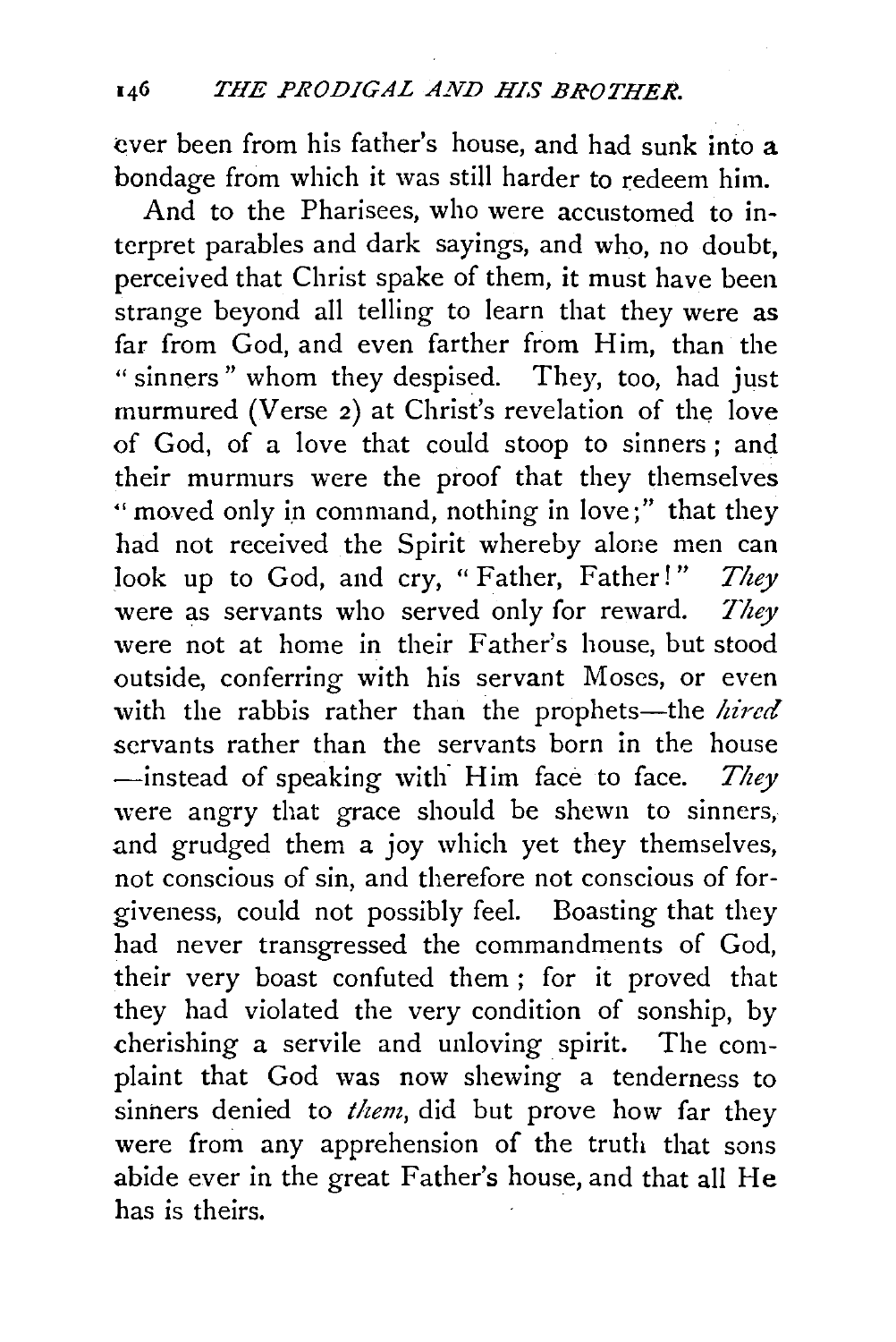ever been from his father's house, and had sunk into a bondage from which it was still harder to redeem him.

And to the Pharisees, who were accustomed to interpret parables and dark sayings, and who, no doubt, perceived that Christ spake of them, it must have been strange beyond all telling to learn that they were as far from God, and even farther from Him, than the "sinners" whom they despised. They, too, had just murmured (Verse 2) at Christ's revelation of the love of God, of a love that could stoop to sinners; and their murmurs were the proof that they themselves "moved only in command, nothing in love;" that they had not received the Spirit whereby alone men can look up to God, and cry, "Father, Father!" *They* were as servants who served only for reward. *They* were not at home in their Father's house, but stood outside, conferring with his servant Moses, or even with the rabbis rather than the prophets—the *hired* servants rather than the servants born in the house—instead of speaking with Him face to face. *They* were angry that grace should be shewn to sinners, and grudged them a joy which yet they themselves, not conscious of sin, and therefore not conscious of forgiveness, could not possibly feel. Boasting that they had never transgressed the commandments of God, their very boast confuted them; for it proved that they had violated the very condition of sonship, by cherishing a servile and unloving spirit. The complaint that God was now shewing a tenderness to sinners denied to *them*, did but prove how far they were from any apprehension of the truth that sons abide ever in the great Father's house, and that all He has is theirs.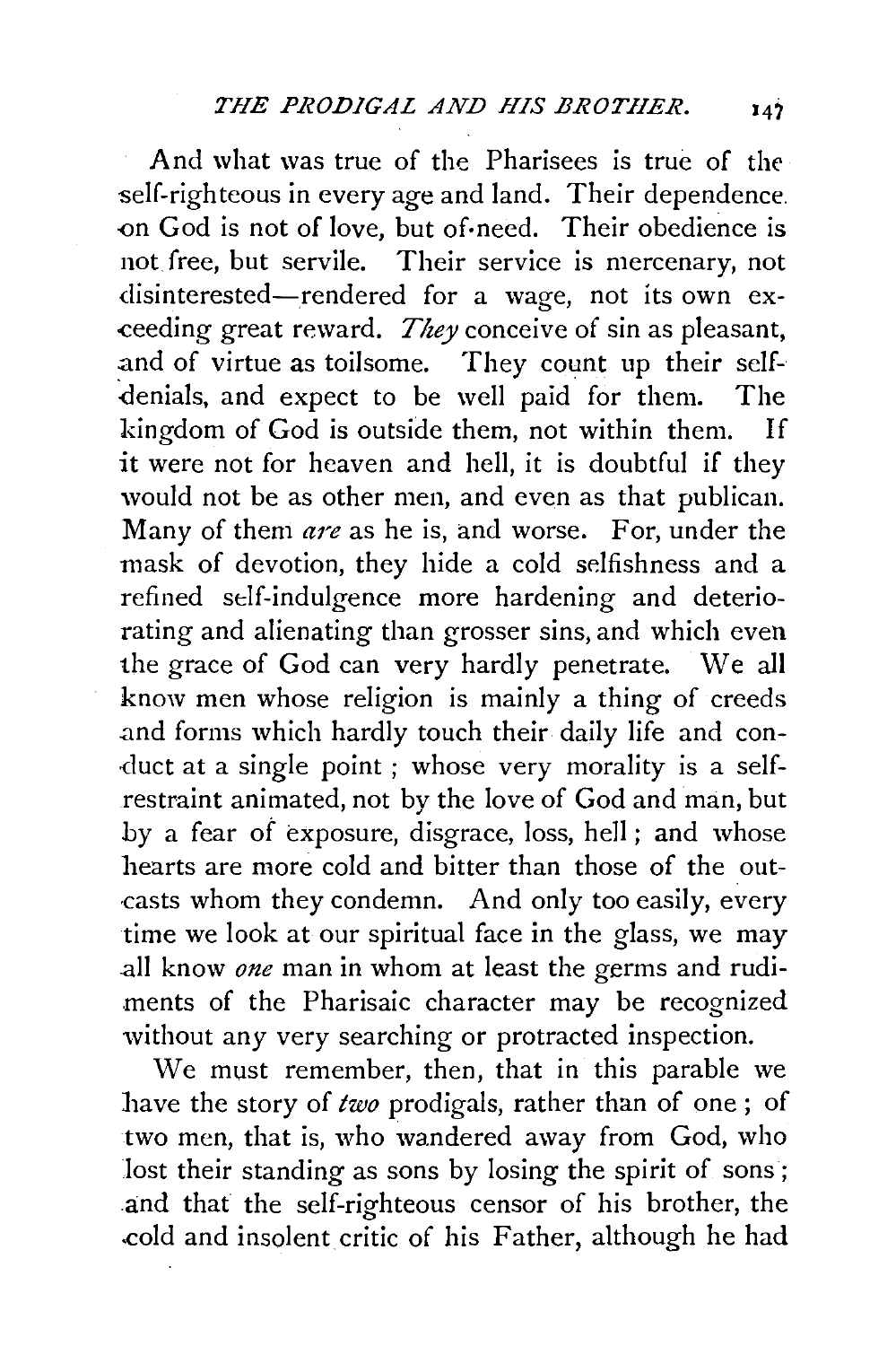And what was true of the Pharisees is true of the self-righteous in every age and land. Their dependence on God is not of love, but of need. Their obedience is not free, but servile. Their service is mercenary, not disinterested—rendered for a wage, not its own exceeding great reward. *They* conceive of sin as pleasant, and of virtue as toilsome. They count up their self-denials, and expect to be well paid for them. The kingdom of God is outside them, not within them. If it were not for heaven and hell, it is doubtful if they would not be as other men, and even as that publican. Many of them *are* as he is, and worse. For, under the mask of devotion, they hide a cold selfishness and a refined self-indulgence more hardening and deteriorating and alienating than grosser sins, and which even the grace of God can very hardly penetrate. We all know men whose religion is mainly a thing of creeds and forms which hardly touch their daily life and conduct at a single point; whose very morality is a self-restraint animated, not by the love of God and man, but by a fear of exposure, disgrace, loss, hell; and whose hearts are more cold and bitter than those of the outcasts whom they condemn. And only too easily, every time we look at our spiritual face in the glass, we may all know *one* man in whom at least the germs and rudiments of the Pharisaic character may be recognized without any very searching or protracted inspection.

We must remember, then, that in this parable we have the story of *two* prodigals, rather than of one; of two men, that is, who wandered away from God, who lost their standing as sons by losing the spirit of sons; and that the self-righteous censor of his brother, the cold and insolent critic of his Father, although he had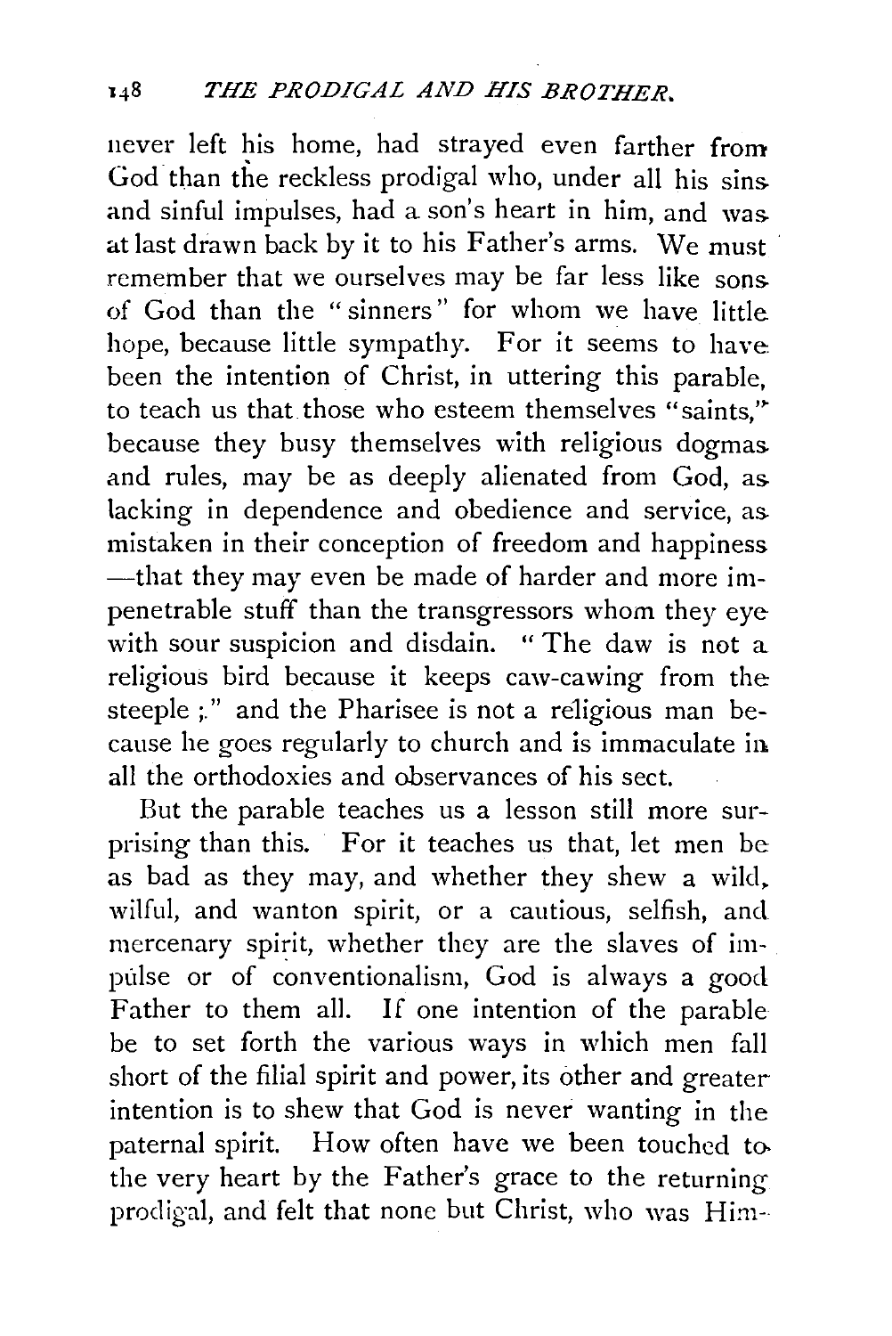never left his home, had strayed even farther from God than the reckless prodigal who, under all his sins and sinful impulses, had a son's heart in him, and was at last drawn back by it to his Father's arms. We must remember that we ourselves may be far less like sons of God than the "sinners" for whom we have little hope, because little sympathy. For it seems to have been the intention of Christ, in uttering this parable, to teach us that those who esteem themselves "saints," because they busy themselves with religious dogmas and rules, may be as deeply alienated from God, as lacking in dependence and obedience and service, as mistaken in their conception of freedom and happiness —that they may even be made of harder and more impenetrable stuff than the transgressors whom they eye with sour suspicion and disdain. "The daw is not a religious bird because it keeps caw-cawing from the steeple ;" and the Pharisee is not a religious man because he goes regularly to church and is immaculate in all the orthodoxies and observances of his sect.

But the parable teaches us a lesson still more surprising than this. For it teaches us that, let men be as bad as they may, and whether they shew a wild, wilful, and wanton spirit, or a cautious, selfish, and mercenary spirit, whether they are the slaves of impulse or of conventionalism, God is always a good Father to them all. If one intention of the parable be to set forth the various ways in which men fall short of the filial spirit and power, its other and greater intention is to shew that God is never wanting in the paternal spirit. How often have we been touched to the very heart by the Father's grace to the returning prodigal, and felt that none but Christ, who was Him-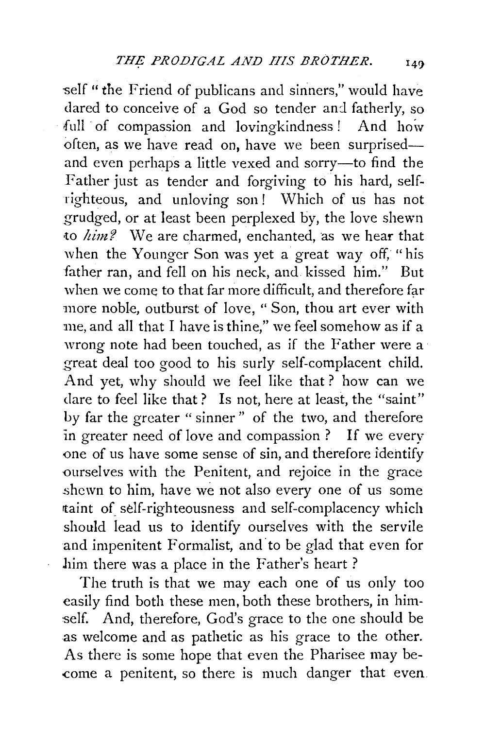self "the Friend of publicans and sinners," would have dared to conceive of a God so tender and fatherly, so full of compassion and lovingkindness! And how often, as we have read on, have we been surprised—and even perhaps a little vexed and sorry—to find the Father just as tender and forgiving to his hard, self-righteous, and unloving son! Which of us has not grudged, or at least been perplexed by, the love shewn to *him?* We are charmed, enchanted, as we hear that when the Younger Son was yet a great way off, "his father ran, and fell on his neck, and kissed him." But when we come to that far more difficult, and therefore far more noble, outburst of love, "Son, thou art ever with me, and all that I have is thine," we feel somehow as if a wrong note had been touched, as if the Father were a great deal too good to his surly self-complacent child. And yet, why should we feel like that? how can we dare to feel like that? Is not, here at least, the "saint" by far the greater "sinner" of the two, and therefore in greater need of love and compassion? If we every one of us have some sense of sin, and therefore identify ourselves with the Penitent, and rejoice in the grace shewn to him, have we not also every one of us some taint of self-righteousness and self-complacency which should lead us to identify ourselves with the servile and impenitent Formalist, and to be glad that even for him there was a place in the Father's heart?

The truth is that we may each one of us only too easily find both these men, both these brothers, in himself. And, therefore, God's grace to the one should be as welcome and as pathetic as his grace to the other. As there is some hope that even the Pharisee may become a penitent, so there is much danger that even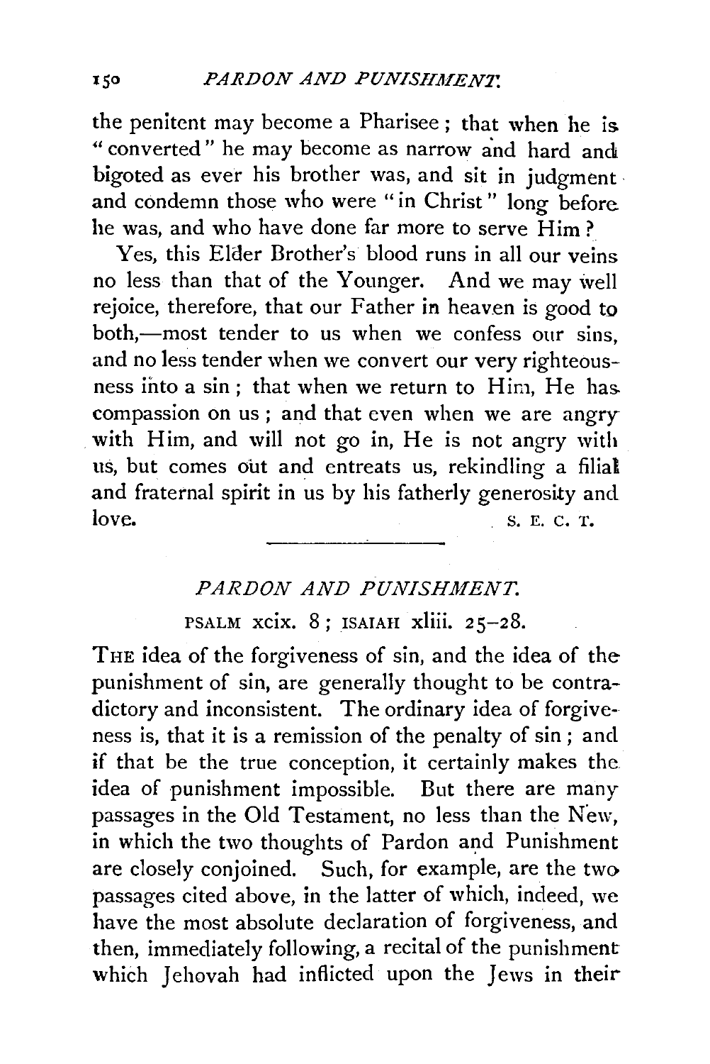the penitent may become a Pharisee; that when he is "converted" he may become as narrow and hard and bigoted as ever his brother was, and sit in judgment and condemn those who were "in Christ" long before he was, and who have done far more to serve Him?

Yes, this Elder Brother's blood runs in all our veins no less than that of the Younger. And we may well rejoice, therefore, that our Father in heaven is good to both,—most tender to us when we confess our sins, and no less tender when we convert our very righteousness into a sin; that when we return to Him, He has compassion on us; and that even when we are angry with Him, and will not go in, He is not angry with us, but comes out and entreats us, rekindling a filial and fraternal spirit in us by his fatherly generosity and love.

S. E. C. T.

---

## *PARDON AND PUNISHMENT.*

PSALM xcix. 8; ISAIAH xliii. 25–28.

THE idea of the forgiveness of sin, and the idea of the punishment of sin, are generally thought to be contradictory and inconsistent. The ordinary idea of forgiveness is, that it is a remission of the penalty of sin; and if that be the true conception, it certainly makes the idea of punishment impossible. But there are many passages in the Old Testament, no less than the New, in which the two thoughts of Pardon and Punishment are closely conjoined. Such, for example, are the two passages cited above, in the latter of which, indeed, we have the most absolute declaration of forgiveness, and then, immediately following, a recital of the punishment which Jehovah had inflicted upon the Jews in their